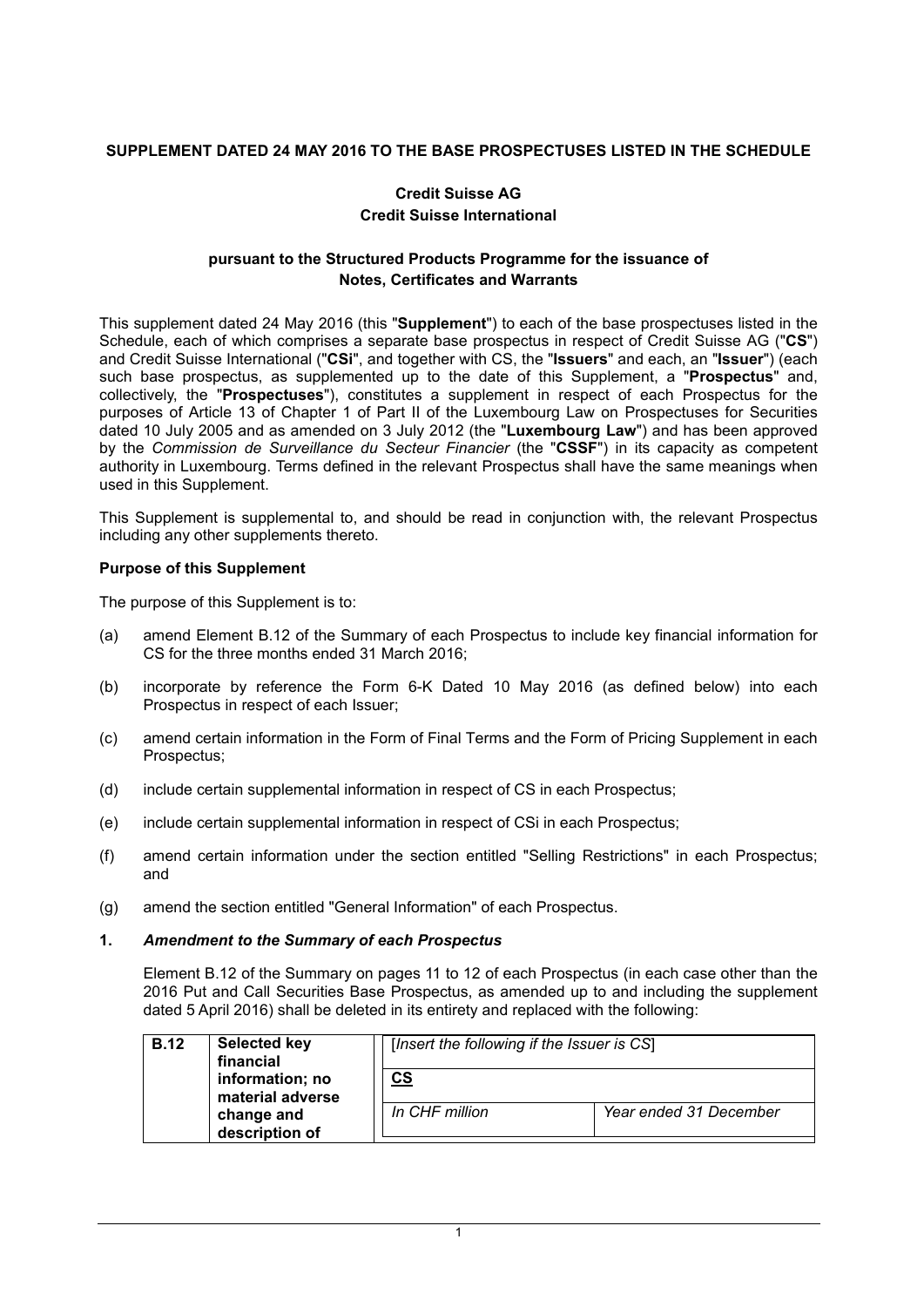**SUPPLEMENT DATED 24 MAY 2016 TO THE BASE PROSPECTUSES LISTED IN THE SCHEDULE**

**Credit Suisse AG**
**Credit Suisse International**

**pursuant to the Structured Products Programme for the issuance of Notes, Certificates and Warrants**

This supplement dated 24 May 2016 (this "**Supplement**") to each of the base prospectuses listed in the Schedule, each of which comprises a separate base prospectus in respect of Credit Suisse AG ("**CS**") and Credit Suisse International ("**CSi**", and together with CS, the "**Issuers**" and each, an "**Issuer**") (each such base prospectus, as supplemented up to the date of this Supplement, a "**Prospectus**" and, collectively, the "**Prospectuses**"), constitutes a supplement in respect of each Prospectus for the purposes of Article 13 of Chapter 1 of Part II of the Luxembourg Law on Prospectuses for Securities dated 10 July 2005 and as amended on 3 July 2012 (the "**Luxembourg Law**") and has been approved by the *Commission de Surveillance du Secteur Financier* (the "**CSSF**") in its capacity as competent authority in Luxembourg. Terms defined in the relevant Prospectus shall have the same meanings when used in this Supplement.

This Supplement is supplemental to, and should be read in conjunction with, the relevant Prospectus including any other supplements thereto.

**Purpose of this Supplement**

The purpose of this Supplement is to:

(a) amend Element B.12 of the Summary of each Prospectus to include key financial information for CS for the three months ended 31 March 2016;

(b) incorporate by reference the Form 6-K Dated 10 May 2016 (as defined below) into each Prospectus in respect of each Issuer;

(c) amend certain information in the Form of Final Terms and the Form of Pricing Supplement in each Prospectus;

(d) include certain supplemental information in respect of CS in each Prospectus;

(e) include certain supplemental information in respect of CSi in each Prospectus;

(f) amend certain information under the section entitled "Selling Restrictions" in each Prospectus; and

(g) amend the section entitled "General Information" of each Prospectus.

**1. *Amendment to the Summary of each Prospectus***

Element B.12 of the Summary on pages 11 to 12 of each Prospectus (in each case other than the 2016 Put and Call Securities Base Prospectus, as amended up to and including the supplement dated 5 April 2016) shall be deleted in its entirety and replaced with the following:

| **B.12** | **Selected key financial information; no material adverse change and description of** | [*Insert the following if the Issuer is CS*] | |
|---|---|---|---|
| | | **CS** | |
| | | *In CHF million* | *Year ended 31 December* |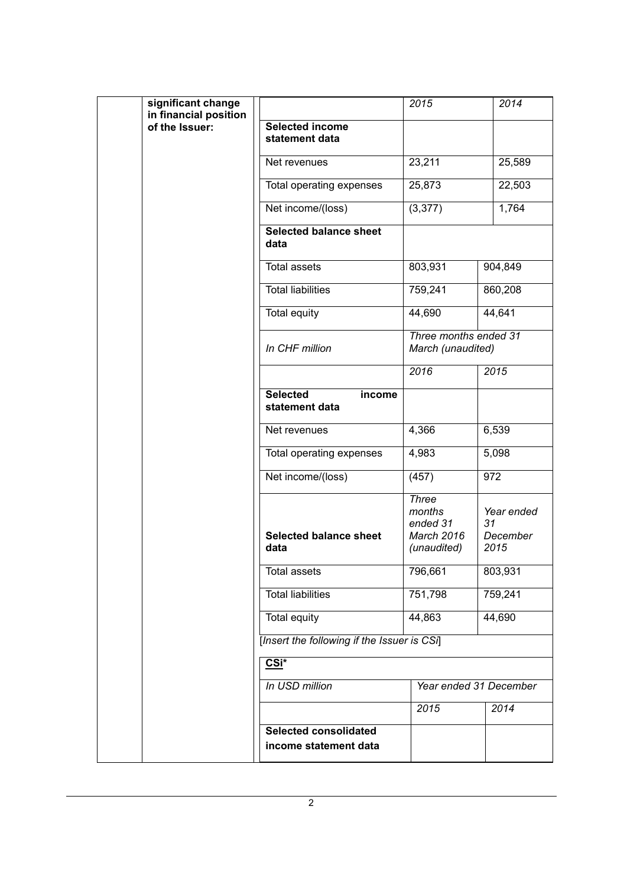| significant change in financial position of the Issuer: | | 2015 | 2014 |
|---|---|---|---|
| | **Selected income statement data** | | |
| | Net revenues | 23,211 | 25,589 |
| | Total operating expenses | 25,873 | 22,503 |
| | Net income/(loss) | (3,377) | 1,764 |
| | **Selected balance sheet data** | | |
| | Total assets | 803,931 | 904,849 |
| | Total liabilities | 759,241 | 860,208 |
| | Total equity | 44,690 | 44,641 |
| | *In CHF million* | *Three months ended 31 March (unaudited)* | |
| | | *2016* | *2015* |
| | **Selected income statement data** | | |
| | Net revenues | 4,366 | 6,539 |
| | Total operating expenses | 4,983 | 5,098 |
| | Net income/(loss) | (457) | 972 |
| | **Selected balance sheet data** | *Three months ended 31 March 2016 (unaudited)* | *Year ended 31 December 2015* |
| | Total assets | 796,661 | 803,931 |
| | Total liabilities | 751,798 | 759,241 |
| | Total equity | 44,863 | 44,690 |
| | [*Insert the following if the Issuer is CSi*] | | |
| | **CSi*** | | |
| | *In USD million* | *Year ended 31 December* | |
| | | *2015* | *2014* |
| | **Selected consolidated income statement data** | | |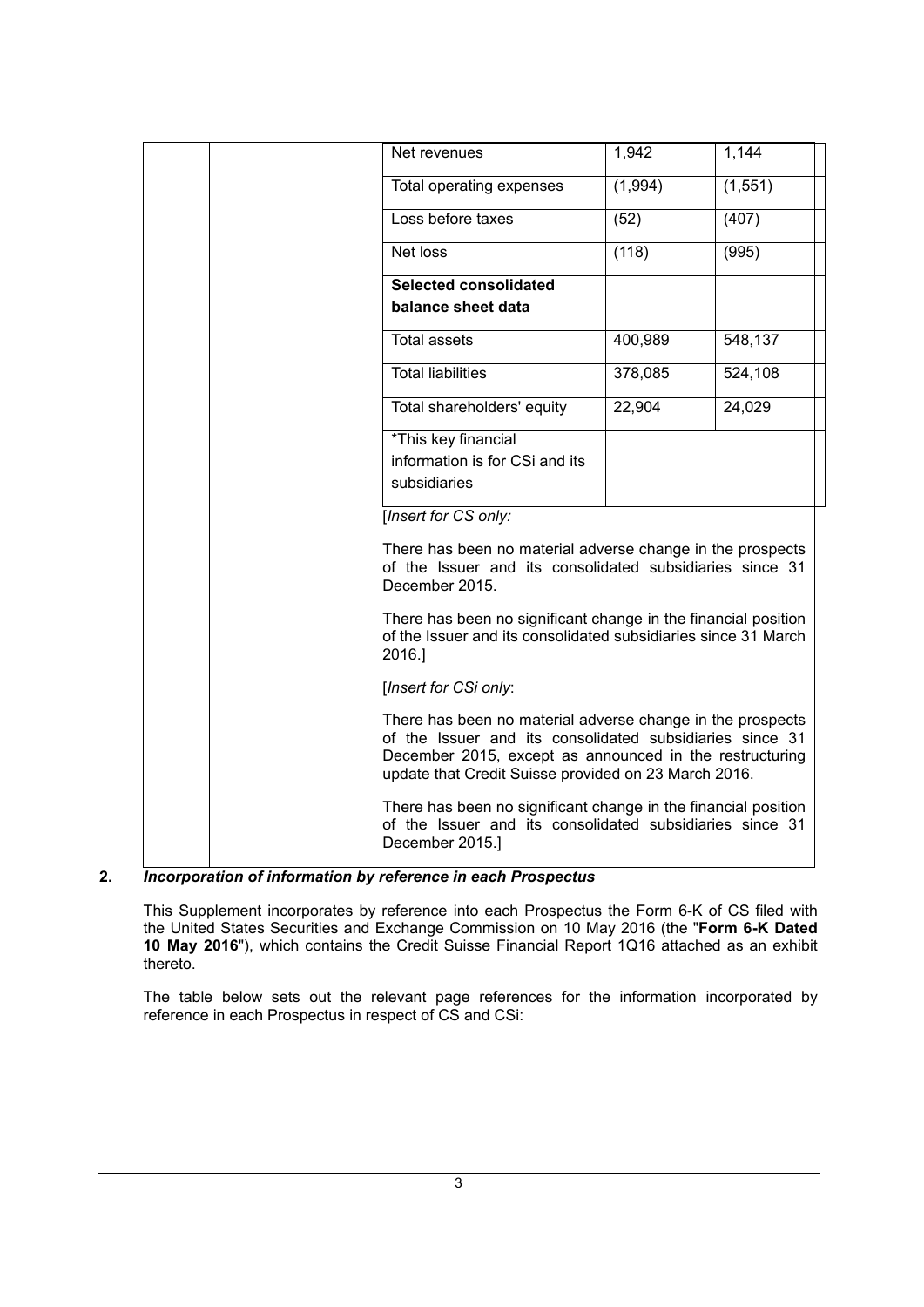| | |
|---|---|
| Net revenues | 1,942 | 1,144 |
| Total operating expenses | (1,994) | (1,551) |
| Loss before taxes | (52) | (407) |
| Net loss | (118) | (995) |
| **Selected consolidated balance sheet data** | | |
| Total assets | 400,989 | 548,137 |
| Total liabilities | 378,085 | 524,108 |
| Total shareholders' equity | 22,904 | 24,029 |
| *This key financial information is for CSi and its subsidiaries | | |

[*Insert for CS only:*

There has been no material adverse change in the prospects of the Issuer and its consolidated subsidiaries since 31 December 2015.

There has been no significant change in the financial position of the Issuer and its consolidated subsidiaries since 31 March 2016.]

[*Insert for CSi only*:

There has been no material adverse change in the prospects of the Issuer and its consolidated subsidiaries since 31 December 2015, except as announced in the restructuring update that Credit Suisse provided on 23 March 2016.

There has been no significant change in the financial position of the Issuer and its consolidated subsidiaries since 31 December 2015.]

**2.** ***Incorporation of information by reference in each Prospectus***

This Supplement incorporates by reference into each Prospectus the Form 6-K of CS filed with the United States Securities and Exchange Commission on 10 May 2016 (the "**Form 6-K Dated 10 May 2016**"), which contains the Credit Suisse Financial Report 1Q16 attached as an exhibit thereto.

The table below sets out the relevant page references for the information incorporated by reference in each Prospectus in respect of CS and CSi: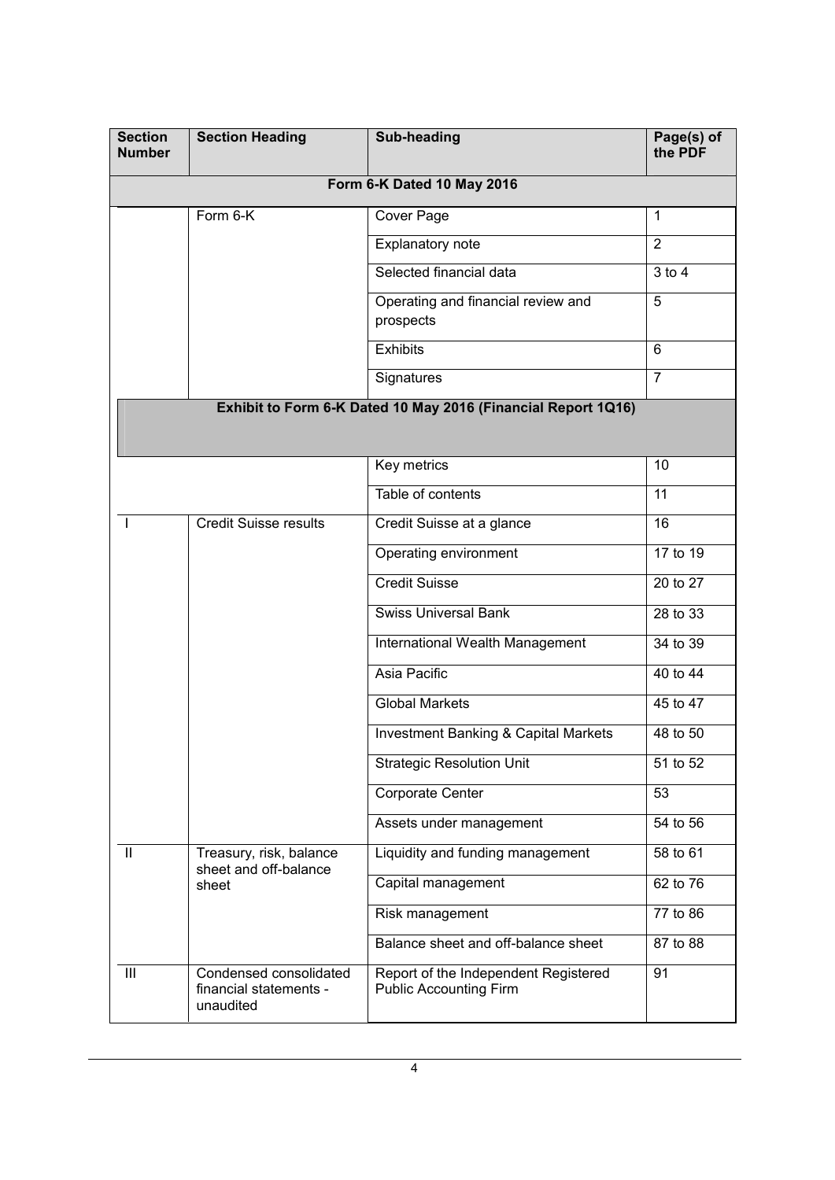| Section Number | Section Heading | Sub-heading | Page(s) of the PDF |
|---|---|---|---|
| **Form 6-K Dated 10 May 2016** | | | |
| | Form 6-K | Cover Page | 1 |
| | | Explanatory note | 2 |
| | | Selected financial data | 3 to 4 |
| | | Operating and financial review and prospects | 5 |
| | | Exhibits | 6 |
| | | Signatures | 7 |
| **Exhibit to Form 6-K Dated 10 May 2016 (Financial Report 1Q16)** | | | |
| | | Key metrics | 10 |
| | | Table of contents | 11 |
| I | Credit Suisse results | Credit Suisse at a glance | 16 |
| | | Operating environment | 17 to 19 |
| | | Credit Suisse | 20 to 27 |
| | | Swiss Universal Bank | 28 to 33 |
| | | International Wealth Management | 34 to 39 |
| | | Asia Pacific | 40 to 44 |
| | | Global Markets | 45 to 47 |
| | | Investment Banking & Capital Markets | 48 to 50 |
| | | Strategic Resolution Unit | 51 to 52 |
| | | Corporate Center | 53 |
| | | Assets under management | 54 to 56 |
| II | Treasury, risk, balance sheet and off-balance sheet | Liquidity and funding management | 58 to 61 |
| | | Capital management | 62 to 76 |
| | | Risk management | 77 to 86 |
| | | Balance sheet and off-balance sheet | 87 to 88 |
| III | Condensed consolidated financial statements - unaudited | Report of the Independent Registered Public Accounting Firm | 91 |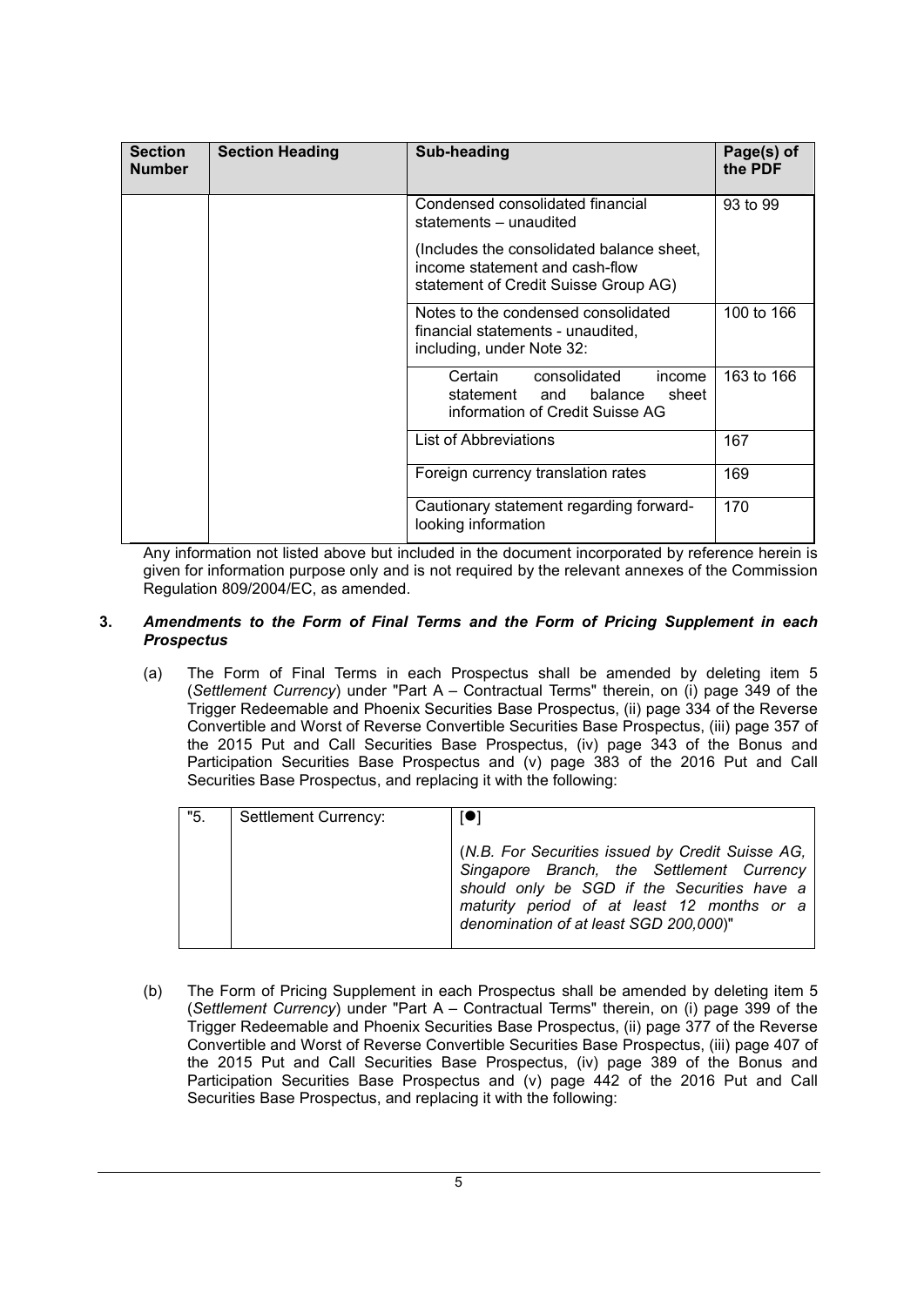| Section Number | Section Heading | Sub-heading | Page(s) of the PDF |
|---|---|---|---|
| | | Condensed consolidated financial statements – unaudited<br><br>(Includes the consolidated balance sheet, income statement and cash-flow statement of Credit Suisse Group AG) | 93 to 99 |
| | | Notes to the condensed consolidated financial statements - unaudited, including, under Note 32: | 100 to 166 |
| | | Certain consolidated income statement and balance sheet information of Credit Suisse AG | 163 to 166 |
| | | List of Abbreviations | 167 |
| | | Foreign currency translation rates | 169 |
| | | Cautionary statement regarding forward-looking information | 170 |

Any information not listed above but included in the document incorporated by reference herein is given for information purpose only and is not required by the relevant annexes of the Commission Regulation 809/2004/EC, as amended.

**3.** ***Amendments to the Form of Final Terms and the Form of Pricing Supplement in each Prospectus***

(a) The Form of Final Terms in each Prospectus shall be amended by deleting item 5 (*Settlement Currency*) under "Part A – Contractual Terms" therein, on (i) page 349 of the Trigger Redeemable and Phoenix Securities Base Prospectus, (ii) page 334 of the Reverse Convertible and Worst of Reverse Convertible Securities Base Prospectus, (iii) page 357 of the 2015 Put and Call Securities Base Prospectus, (iv) page 343 of the Bonus and Participation Securities Base Prospectus and (v) page 383 of the 2016 Put and Call Securities Base Prospectus, and replacing it with the following:

| "5. | Settlement Currency: | [●]<br><br>(*N.B. For Securities issued by Credit Suisse AG, Singapore Branch, the Settlement Currency should only be SGD if the Securities have a maturity period of at least 12 months or a denomination of at least SGD 200,000*)" |
|---|---|---|

(b) The Form of Pricing Supplement in each Prospectus shall be amended by deleting item 5 (*Settlement Currency*) under "Part A – Contractual Terms" therein, on (i) page 399 of the Trigger Redeemable and Phoenix Securities Base Prospectus, (ii) page 377 of the Reverse Convertible and Worst of Reverse Convertible Securities Base Prospectus, (iii) page 407 of the 2015 Put and Call Securities Base Prospectus, (iv) page 389 of the Bonus and Participation Securities Base Prospectus and (v) page 442 of the 2016 Put and Call Securities Base Prospectus, and replacing it with the following: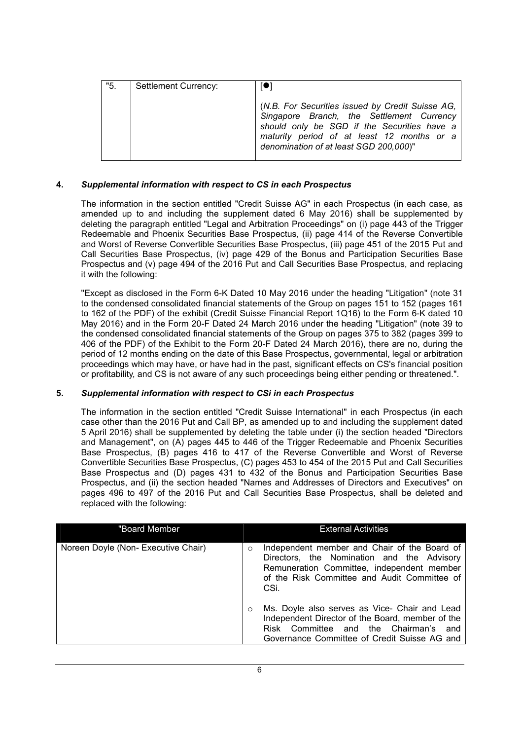| "5. | Settlement Currency: | [●]<br><br>(*N.B. For Securities issued by Credit Suisse AG, Singapore Branch, the Settlement Currency should only be SGD if the Securities have a maturity period of at least 12 months or a denomination of at least SGD 200,000*)" |
|---|---|---|

**4.** ***Supplemental information with respect to CS in each Prospectus***

The information in the section entitled "Credit Suisse AG" in each Prospectus (in each case, as amended up to and including the supplement dated 6 May 2016) shall be supplemented by deleting the paragraph entitled "Legal and Arbitration Proceedings" on (i) page 443 of the Trigger Redeemable and Phoenix Securities Base Prospectus, (ii) page 414 of the Reverse Convertible and Worst of Reverse Convertible Securities Base Prospectus, (iii) page 451 of the 2015 Put and Call Securities Base Prospectus, (iv) page 429 of the Bonus and Participation Securities Base Prospectus and (v) page 494 of the 2016 Put and Call Securities Base Prospectus, and replacing it with the following:

"Except as disclosed in the Form 6-K Dated 10 May 2016 under the heading "Litigation" (note 31 to the condensed consolidated financial statements of the Group on pages 151 to 152 (pages 161 to 162 of the PDF) of the exhibit (Credit Suisse Financial Report 1Q16) to the Form 6-K dated 10 May 2016) and in the Form 20-F Dated 24 March 2016 under the heading "Litigation" (note 39 to the condensed consolidated financial statements of the Group on pages 375 to 382 (pages 399 to 406 of the PDF) of the Exhibit to the Form 20-F Dated 24 March 2016), there are no, during the period of 12 months ending on the date of this Base Prospectus, governmental, legal or arbitration proceedings which may have, or have had in the past, significant effects on CS's financial position or profitability, and CS is not aware of any such proceedings being either pending or threatened.".

**5.** ***Supplemental information with respect to CSi in each Prospectus***

The information in the section entitled "Credit Suisse International" in each Prospectus (in each case other than the 2016 Put and Call BP, as amended up to and including the supplement dated 5 April 2016) shall be supplemented by deleting the table under (i) the section headed "Directors and Management", on (A) pages 445 to 446 of the Trigger Redeemable and Phoenix Securities Base Prospectus, (B) pages 416 to 417 of the Reverse Convertible and Worst of Reverse Convertible Securities Base Prospectus, (C) pages 453 to 454 of the 2015 Put and Call Securities Base Prospectus and (D) pages 431 to 432 of the Bonus and Participation Securities Base Prospectus, and (ii) the section headed "Names and Addresses of Directors and Executives" on pages 496 to 497 of the 2016 Put and Call Securities Base Prospectus, shall be deleted and replaced with the following:

| "Board Member | External Activities |
|---|---|
| Noreen Doyle (Non- Executive Chair) | ○ Independent member and Chair of the Board of Directors, the Nomination and the Advisory Remuneration Committee, independent member of the Risk Committee and Audit Committee of CSi.<br><br>○ Ms. Doyle also serves as Vice- Chair and Lead Independent Director of the Board, member of the Risk Committee and the Chairman's and Governance Committee of Credit Suisse AG and |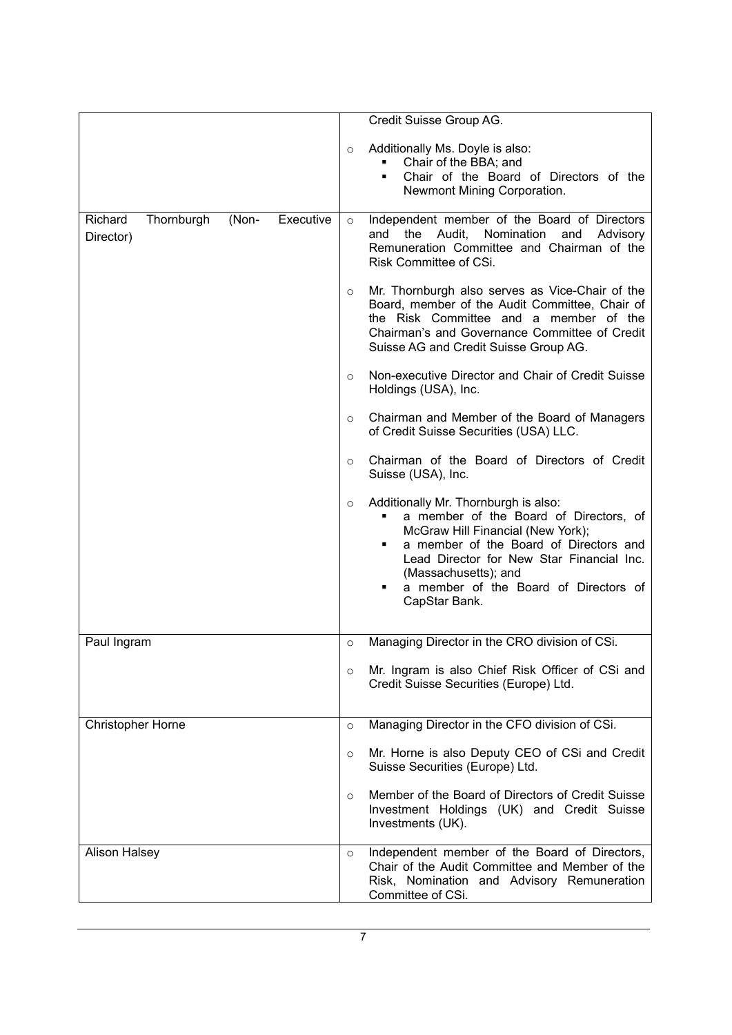| | |
|---|---|
| | Credit Suisse Group AG.<br><br>○ Additionally Ms. Doyle is also:<br>▪ Chair of the BBA; and<br>▪ Chair of the Board of Directors of the Newmont Mining Corporation. |
| Richard Thornburgh (Non- Executive Director) | ○ Independent member of the Board of Directors and the Audit, Nomination and Advisory Remuneration Committee and Chairman of the Risk Committee of CSi.<br><br>○ Mr. Thornburgh also serves as Vice-Chair of the Board, member of the Audit Committee, Chair of the Risk Committee and a member of the Chairman's and Governance Committee of Credit Suisse AG and Credit Suisse Group AG.<br><br>○ Non-executive Director and Chair of Credit Suisse Holdings (USA), Inc.<br><br>○ Chairman and Member of the Board of Managers of Credit Suisse Securities (USA) LLC.<br><br>○ Chairman of the Board of Directors of Credit Suisse (USA), Inc.<br><br>○ Additionally Mr. Thornburgh is also:<br>▪ a member of the Board of Directors, of McGraw Hill Financial (New York);<br>▪ a member of the Board of Directors and Lead Director for New Star Financial Inc. (Massachusetts); and<br>▪ a member of the Board of Directors of CapStar Bank. |
| Paul Ingram | ○ Managing Director in the CRO division of CSi.<br><br>○ Mr. Ingram is also Chief Risk Officer of CSi and Credit Suisse Securities (Europe) Ltd. |
| Christopher Horne | ○ Managing Director in the CFO division of CSi.<br><br>○ Mr. Horne is also Deputy CEO of CSi and Credit Suisse Securities (Europe) Ltd.<br><br>○ Member of the Board of Directors of Credit Suisse Investment Holdings (UK) and Credit Suisse Investments (UK). |
| Alison Halsey | ○ Independent member of the Board of Directors, Chair of the Audit Committee and Member of the Risk, Nomination and Advisory Remuneration Committee of CSi. |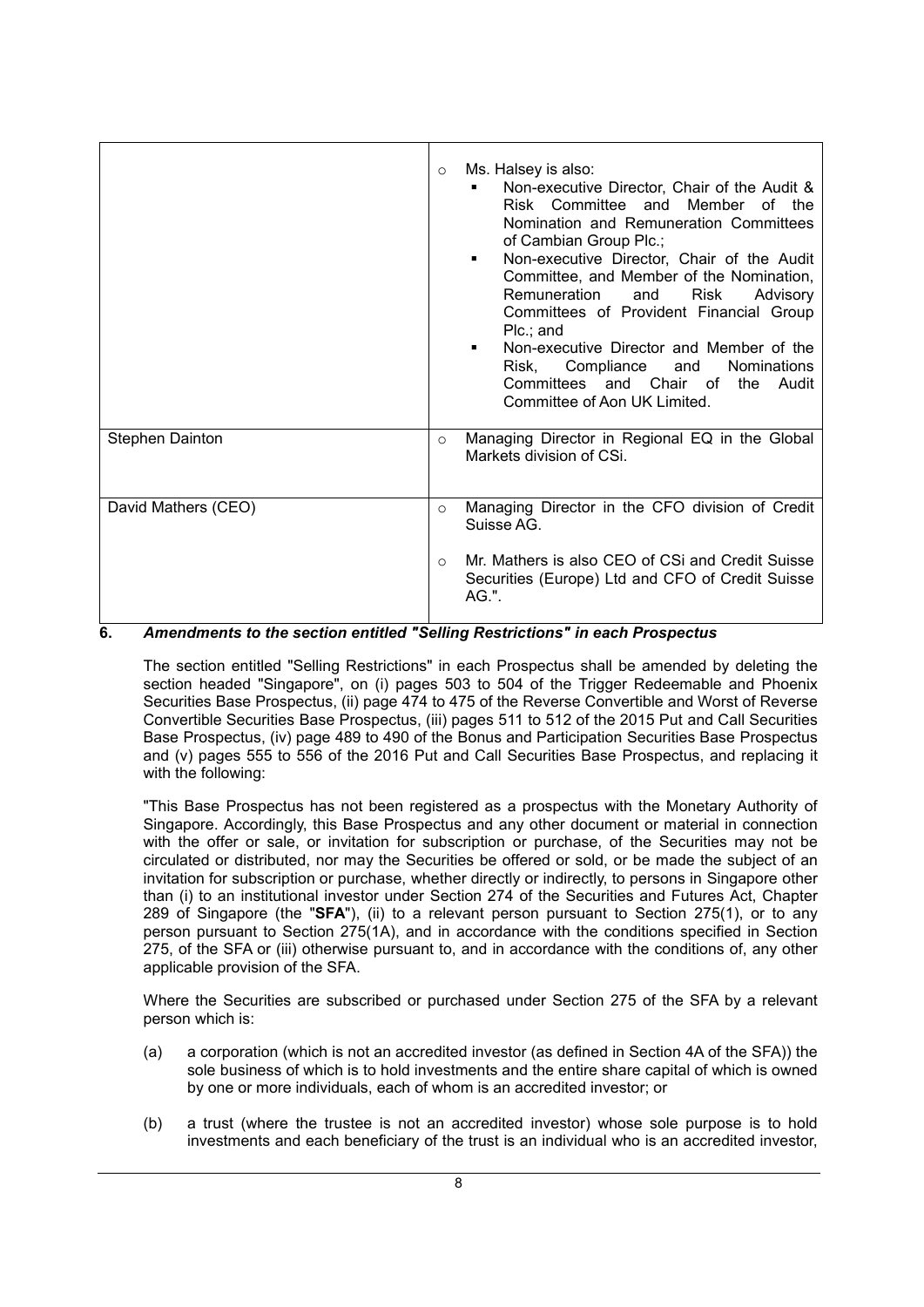| | |
|---|---|
| | ○ Ms. Halsey is also:<br>▪ Non-executive Director, Chair of the Audit & Risk Committee and Member of the Nomination and Remuneration Committees of Cambian Group Plc.;<br>▪ Non-executive Director, Chair of the Audit Committee, and Member of the Nomination, Remuneration and Risk Advisory Committees of Provident Financial Group Plc.; and<br>▪ Non-executive Director and Member of the Risk, Compliance and Nominations Committees and Chair of the Audit Committee of Aon UK Limited. |
| Stephen Dainton | ○ Managing Director in Regional EQ in the Global Markets division of CSi. |
| David Mathers (CEO) | ○ Managing Director in the CFO division of Credit Suisse AG.<br>○ Mr. Mathers is also CEO of CSi and Credit Suisse Securities (Europe) Ltd and CFO of Credit Suisse AG.". |

**6. *Amendments to the section entitled "Selling Restrictions" in each Prospectus***

The section entitled "Selling Restrictions" in each Prospectus shall be amended by deleting the section headed "Singapore", on (i) pages 503 to 504 of the Trigger Redeemable and Phoenix Securities Base Prospectus, (ii) page 474 to 475 of the Reverse Convertible and Worst of Reverse Convertible Securities Base Prospectus, (iii) pages 511 to 512 of the 2015 Put and Call Securities Base Prospectus, (iv) page 489 to 490 of the Bonus and Participation Securities Base Prospectus and (v) pages 555 to 556 of the 2016 Put and Call Securities Base Prospectus, and replacing it with the following:

"This Base Prospectus has not been registered as a prospectus with the Monetary Authority of Singapore. Accordingly, this Base Prospectus and any other document or material in connection with the offer or sale, or invitation for subscription or purchase, of the Securities may not be circulated or distributed, nor may the Securities be offered or sold, or be made the subject of an invitation for subscription or purchase, whether directly or indirectly, to persons in Singapore other than (i) to an institutional investor under Section 274 of the Securities and Futures Act, Chapter 289 of Singapore (the "**SFA**"), (ii) to a relevant person pursuant to Section 275(1), or to any person pursuant to Section 275(1A), and in accordance with the conditions specified in Section 275, of the SFA or (iii) otherwise pursuant to, and in accordance with the conditions of, any other applicable provision of the SFA.

Where the Securities are subscribed or purchased under Section 275 of the SFA by a relevant person which is:

(a) a corporation (which is not an accredited investor (as defined in Section 4A of the SFA)) the sole business of which is to hold investments and the entire share capital of which is owned by one or more individuals, each of whom is an accredited investor; or

(b) a trust (where the trustee is not an accredited investor) whose sole purpose is to hold investments and each beneficiary of the trust is an individual who is an accredited investor,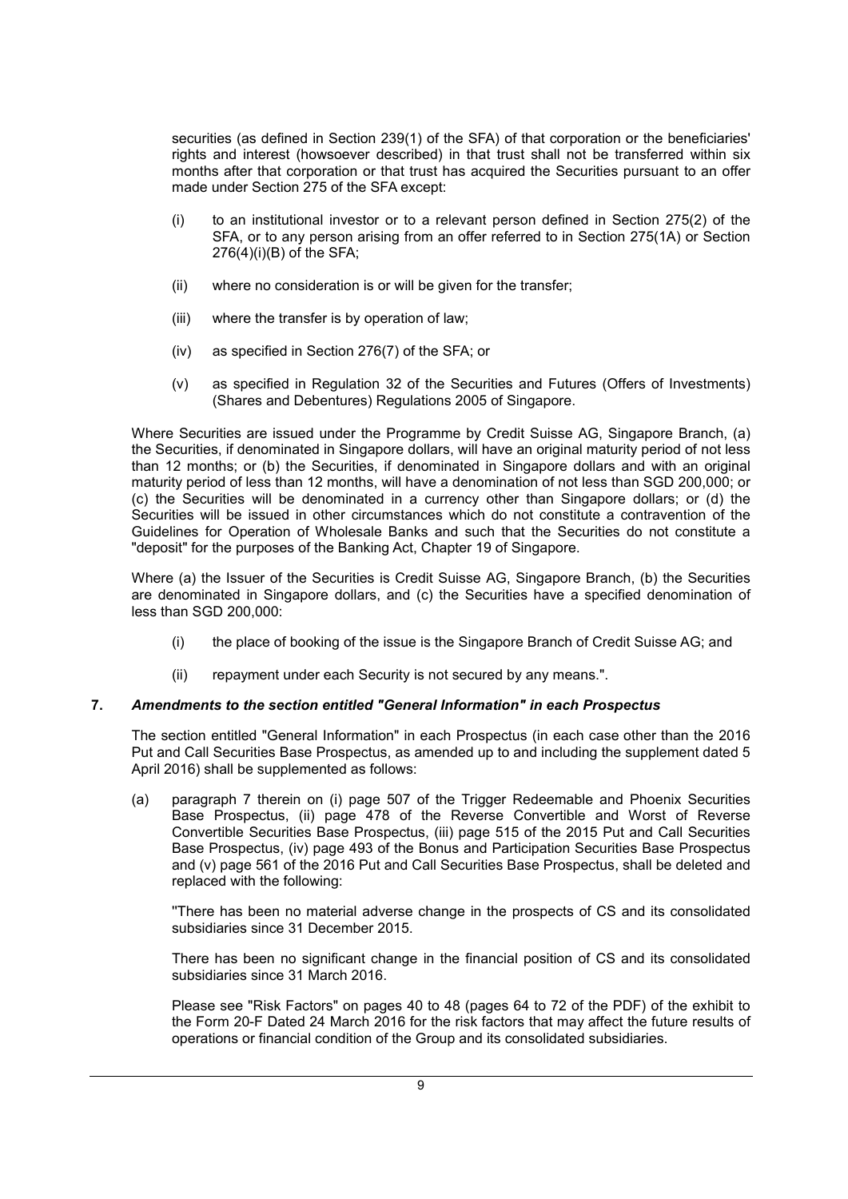securities (as defined in Section 239(1) of the SFA) of that corporation or the beneficiaries' rights and interest (howsoever described) in that trust shall not be transferred within six months after that corporation or that trust has acquired the Securities pursuant to an offer made under Section 275 of the SFA except:

(i) to an institutional investor or to a relevant person defined in Section 275(2) of the SFA, or to any person arising from an offer referred to in Section 275(1A) or Section 276(4)(i)(B) of the SFA;

(ii) where no consideration is or will be given for the transfer;

(iii) where the transfer is by operation of law;

(iv) as specified in Section 276(7) of the SFA; or

(v) as specified in Regulation 32 of the Securities and Futures (Offers of Investments) (Shares and Debentures) Regulations 2005 of Singapore.

Where Securities are issued under the Programme by Credit Suisse AG, Singapore Branch, (a) the Securities, if denominated in Singapore dollars, will have an original maturity period of not less than 12 months; or (b) the Securities, if denominated in Singapore dollars and with an original maturity period of less than 12 months, will have a denomination of not less than SGD 200,000; or (c) the Securities will be denominated in a currency other than Singapore dollars; or (d) the Securities will be issued in other circumstances which do not constitute a contravention of the Guidelines for Operation of Wholesale Banks and such that the Securities do not constitute a "deposit" for the purposes of the Banking Act, Chapter 19 of Singapore.

Where (a) the Issuer of the Securities is Credit Suisse AG, Singapore Branch, (b) the Securities are denominated in Singapore dollars, and (c) the Securities have a specified denomination of less than SGD 200,000:

(i) the place of booking of the issue is the Singapore Branch of Credit Suisse AG; and

(ii) repayment under each Security is not secured by any means.".

### 7. *Amendments to the section entitled "General Information" in each Prospectus*

The section entitled "General Information" in each Prospectus (in each case other than the 2016 Put and Call Securities Base Prospectus, as amended up to and including the supplement dated 5 April 2016) shall be supplemented as follows:

(a) paragraph 7 therein on (i) page 507 of the Trigger Redeemable and Phoenix Securities Base Prospectus, (ii) page 478 of the Reverse Convertible and Worst of Reverse Convertible Securities Base Prospectus, (iii) page 515 of the 2015 Put and Call Securities Base Prospectus, (iv) page 493 of the Bonus and Participation Securities Base Prospectus and (v) page 561 of the 2016 Put and Call Securities Base Prospectus, shall be deleted and replaced with the following:

"There has been no material adverse change in the prospects of CS and its consolidated subsidiaries since 31 December 2015.

There has been no significant change in the financial position of CS and its consolidated subsidiaries since 31 March 2016.

Please see "Risk Factors" on pages 40 to 48 (pages 64 to 72 of the PDF) of the exhibit to the Form 20-F Dated 24 March 2016 for the risk factors that may affect the future results of operations or financial condition of the Group and its consolidated subsidiaries.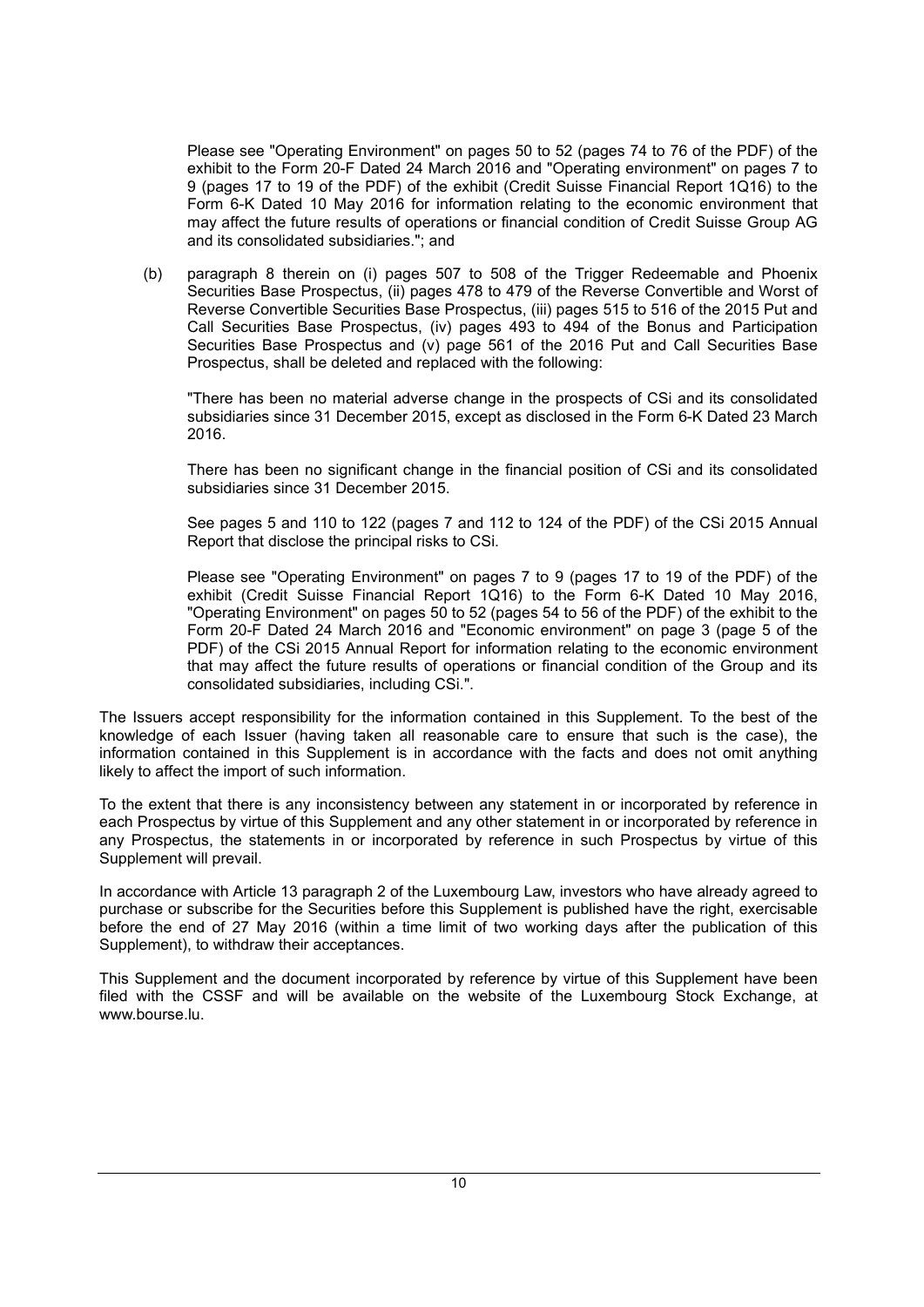Please see "Operating Environment" on pages 50 to 52 (pages 74 to 76 of the PDF) of the exhibit to the Form 20-F Dated 24 March 2016 and "Operating environment" on pages 7 to 9 (pages 17 to 19 of the PDF) of the exhibit (Credit Suisse Financial Report 1Q16) to the Form 6-K Dated 10 May 2016 for information relating to the economic environment that may affect the future results of operations or financial condition of Credit Suisse Group AG and its consolidated subsidiaries."; and

(b) paragraph 8 therein on (i) pages 507 to 508 of the Trigger Redeemable and Phoenix Securities Base Prospectus, (ii) pages 478 to 479 of the Reverse Convertible and Worst of Reverse Convertible Securities Base Prospectus, (iii) pages 515 to 516 of the 2015 Put and Call Securities Base Prospectus, (iv) pages 493 to 494 of the Bonus and Participation Securities Base Prospectus and (v) page 561 of the 2016 Put and Call Securities Base Prospectus, shall be deleted and replaced with the following:

"There has been no material adverse change in the prospects of CSi and its consolidated subsidiaries since 31 December 2015, except as disclosed in the Form 6-K Dated 23 March 2016.

There has been no significant change in the financial position of CSi and its consolidated subsidiaries since 31 December 2015.

See pages 5 and 110 to 122 (pages 7 and 112 to 124 of the PDF) of the CSi 2015 Annual Report that disclose the principal risks to CSi.

Please see "Operating Environment" on pages 7 to 9 (pages 17 to 19 of the PDF) of the exhibit (Credit Suisse Financial Report 1Q16) to the Form 6-K Dated 10 May 2016, "Operating Environment" on pages 50 to 52 (pages 54 to 56 of the PDF) of the exhibit to the Form 20-F Dated 24 March 2016 and "Economic environment" on page 3 (page 5 of the PDF) of the CSi 2015 Annual Report for information relating to the economic environment that may affect the future results of operations or financial condition of the Group and its consolidated subsidiaries, including CSi.".

The Issuers accept responsibility for the information contained in this Supplement. To the best of the knowledge of each Issuer (having taken all reasonable care to ensure that such is the case), the information contained in this Supplement is in accordance with the facts and does not omit anything likely to affect the import of such information.

To the extent that there is any inconsistency between any statement in or incorporated by reference in each Prospectus by virtue of this Supplement and any other statement in or incorporated by reference in any Prospectus, the statements in or incorporated by reference in such Prospectus by virtue of this Supplement will prevail.

In accordance with Article 13 paragraph 2 of the Luxembourg Law, investors who have already agreed to purchase or subscribe for the Securities before this Supplement is published have the right, exercisable before the end of 27 May 2016 (within a time limit of two working days after the publication of this Supplement), to withdraw their acceptances.

This Supplement and the document incorporated by reference by virtue of this Supplement have been filed with the CSSF and will be available on the website of the Luxembourg Stock Exchange, at www.bourse.lu.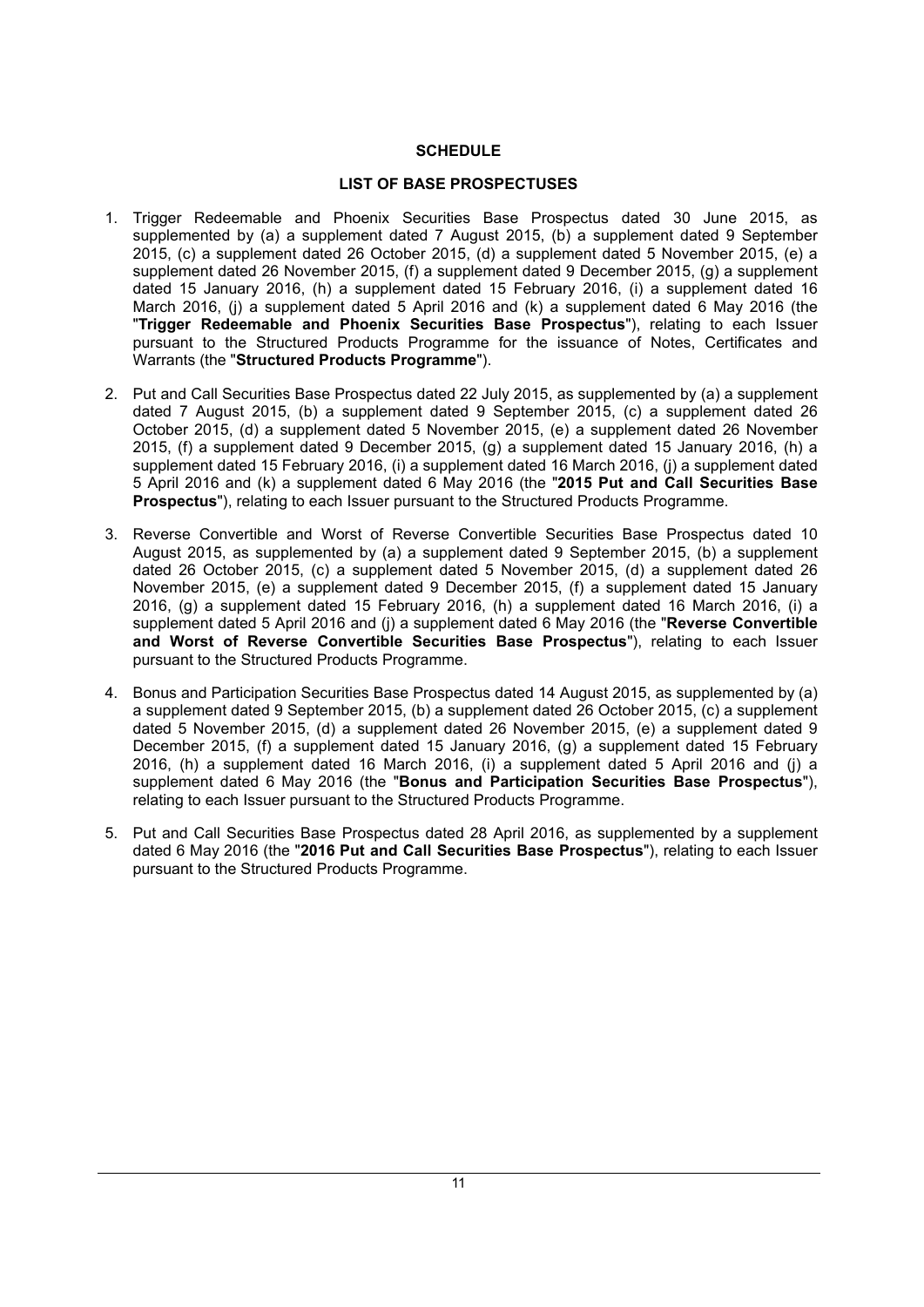## SCHEDULE

## LIST OF BASE PROSPECTUSES

1. Trigger Redeemable and Phoenix Securities Base Prospectus dated 30 June 2015, as supplemented by (a) a supplement dated 7 August 2015, (b) a supplement dated 9 September 2015, (c) a supplement dated 26 October 2015, (d) a supplement dated 5 November 2015, (e) a supplement dated 26 November 2015, (f) a supplement dated 9 December 2015, (g) a supplement dated 15 January 2016, (h) a supplement dated 15 February 2016, (i) a supplement dated 16 March 2016, (j) a supplement dated 5 April 2016 and (k) a supplement dated 6 May 2016 (the "**Trigger Redeemable and Phoenix Securities Base Prospectus**"), relating to each Issuer pursuant to the Structured Products Programme for the issuance of Notes, Certificates and Warrants (the "**Structured Products Programme**").

2. Put and Call Securities Base Prospectus dated 22 July 2015, as supplemented by (a) a supplement dated 7 August 2015, (b) a supplement dated 9 September 2015, (c) a supplement dated 26 October 2015, (d) a supplement dated 5 November 2015, (e) a supplement dated 26 November 2015, (f) a supplement dated 9 December 2015, (g) a supplement dated 15 January 2016, (h) a supplement dated 15 February 2016, (i) a supplement dated 16 March 2016, (j) a supplement dated 5 April 2016 and (k) a supplement dated 6 May 2016 (the "**2015 Put and Call Securities Base Prospectus**"), relating to each Issuer pursuant to the Structured Products Programme.

3. Reverse Convertible and Worst of Reverse Convertible Securities Base Prospectus dated 10 August 2015, as supplemented by (a) a supplement dated 9 September 2015, (b) a supplement dated 26 October 2015, (c) a supplement dated 5 November 2015, (d) a supplement dated 26 November 2015, (e) a supplement dated 9 December 2015, (f) a supplement dated 15 January 2016, (g) a supplement dated 15 February 2016, (h) a supplement dated 16 March 2016, (i) a supplement dated 5 April 2016 and (j) a supplement dated 6 May 2016 (the "**Reverse Convertible and Worst of Reverse Convertible Securities Base Prospectus**"), relating to each Issuer pursuant to the Structured Products Programme.

4. Bonus and Participation Securities Base Prospectus dated 14 August 2015, as supplemented by (a) a supplement dated 9 September 2015, (b) a supplement dated 26 October 2015, (c) a supplement dated 5 November 2015, (d) a supplement dated 26 November 2015, (e) a supplement dated 9 December 2015, (f) a supplement dated 15 January 2016, (g) a supplement dated 15 February 2016, (h) a supplement dated 16 March 2016, (i) a supplement dated 5 April 2016 and (j) a supplement dated 6 May 2016 (the "**Bonus and Participation Securities Base Prospectus**"), relating to each Issuer pursuant to the Structured Products Programme.

5. Put and Call Securities Base Prospectus dated 28 April 2016, as supplemented by a supplement dated 6 May 2016 (the "**2016 Put and Call Securities Base Prospectus**"), relating to each Issuer pursuant to the Structured Products Programme.